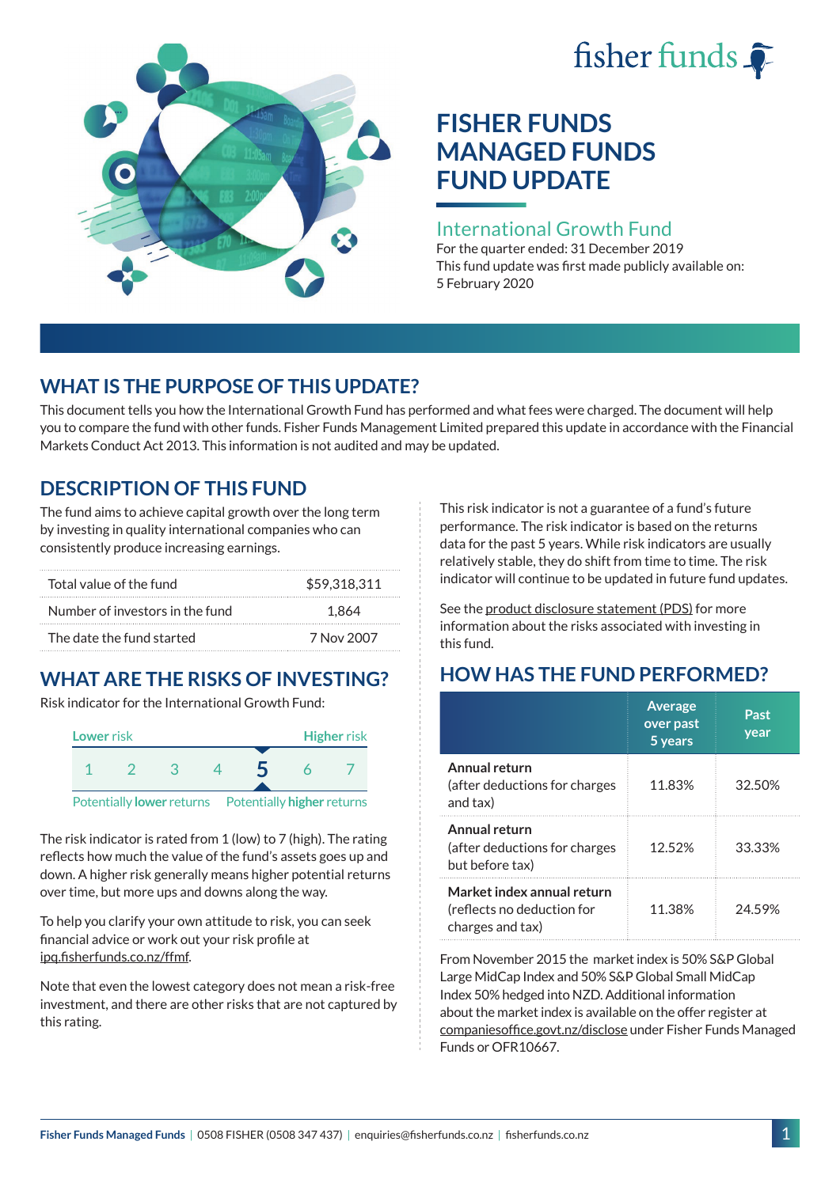fisher funds

# FISHER FUNDS MANAGED FUNDS FUND UPDATE

## International Growth Fund

For the quarter ended: 31 December 2019

This fund update was first made publicly available on: 5 February 2020

## WHAT IS THE PURPOSE OF THIS UPDATE?

This document tells you how the International Growth Fund has performed and what fees were charged. The document will help you to compare the fund with other funds. Fisher Funds Management Limited prepared this update in accordance with the Financial Markets Conduct Act 2013. This information is not audited and may be updated.

## DESCRIPTION OF THIS FUND

The fund aims to achieve capital growth over the long term by investing in quality international companies who can consistently produce increasing earnings.

| | |
|---|---|
| Total value of the fund | $59,318,311 |
| Number of investors in the fund | 1,864 |
| The date the fund started | 7 Nov 2007 |

## WHAT ARE THE RISKS OF INVESTING?

Risk indicator for the International Growth Fund:

| Lower risk | | | | | | Higher risk |
|---|---|---|---|---|---|---|
| 1 | 2 | 3 | 4 | **5** | 6 | 7 |

Potentially **lower** returns — Potentially **higher** returns

The risk indicator is rated from 1 (low) to 7 (high). The rating reflects how much the value of the fund's assets goes up and down. A higher risk generally means higher potential returns over time, but more ups and downs along the way.

To help you clarify your own attitude to risk, you can seek financial advice or work out your risk profile at ipq.fisherfunds.co.nz/ffmf.

Note that even the lowest category does not mean a risk-free investment, and there are other risks that are not captured by this rating.

This risk indicator is not a guarantee of a fund's future performance. The risk indicator is based on the returns data for the past 5 years. While risk indicators are usually relatively stable, they do shift from time to time. The risk indicator will continue to be updated in future fund updates.

See the product disclosure statement (PDS) for more information about the risks associated with investing in this fund.

## HOW HAS THE FUND PERFORMED?

| | Average over past 5 years | Past year |
|---|---|---|
| **Annual return** (after deductions for charges and tax) | 11.83% | 32.50% |
| **Annual return** (after deductions for charges but before tax) | 12.52% | 33.33% |
| **Market index annual return** (reflects no deduction for charges and tax) | 11.38% | 24.59% |

From November 2015 the market index is 50% S&P Global Large MidCap Index and 50% S&P Global Small MidCap Index 50% hedged into NZD. Additional information about the market index is available on the offer register at companiesoffice.govt.nz/disclose under Fisher Funds Managed Funds or OFR10667.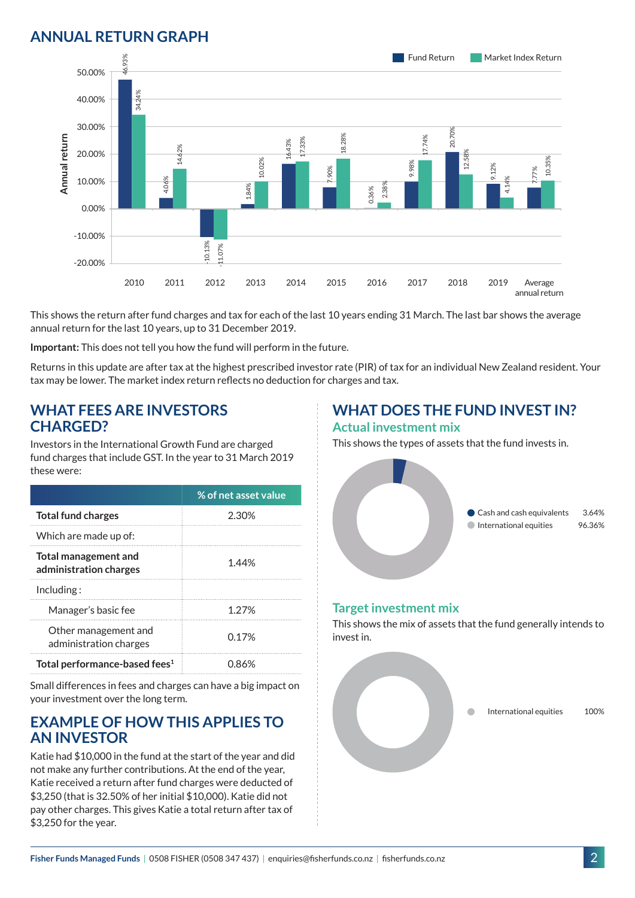## ANNUAL RETURN GRAPH

| Year | Fund Return | Market Index Return |
|---|---|---|
| 2010 | 46.93% | 34.24% |
| 2011 | 4.06% | 14.62% |
| 2012 | -10.13% | -11.07% |
| 2013 | 1.84% | 10.02% |
| 2014 | 16.43% | 17.33% |
| 2015 | 7.90% | 18.28% |
| 2016 | 0.36% | 2.38% |
| 2017 | 9.98% | 17.74% |
| 2018 | 20.70% | 12.58% |
| 2019 | 9.12% | 4.14% |
| Average annual return | 7.77% | 10.35% |

This shows the return after fund charges and tax for each of the last 10 years ending 31 March. The last bar shows the average annual return for the last 10 years, up to 31 December 2019.

**Important:** This does not tell you how the fund will perform in the future.

Returns in this update are after tax at the highest prescribed investor rate (PIR) of tax for an individual New Zealand resident. Your tax may be lower. The market index return reflects no deduction for charges and tax.

## WHAT FEES ARE INVESTORS CHARGED?

Investors in the International Growth Fund are charged fund charges that include GST. In the year to 31 March 2019 these were:

| | % of net asset value |
|---|---|
| **Total fund charges** | 2.30% |
| Which are made up of: | |
| **Total management and administration charges** | 1.44% |
| Including : | |
| Manager's basic fee | 1.27% |
| Other management and administration charges | 0.17% |
| **Total performance-based fees**[1] | 0.86% |

Small differences in fees and charges can have a big impact on your investment over the long term.

## EXAMPLE OF HOW THIS APPLIES TO AN INVESTOR

Katie had $10,000 in the fund at the start of the year and did not make any further contributions. At the end of the year, Katie received a return after fund charges were deducted of $3,250 (that is 32.50% of her initial $10,000). Katie did not pay other charges. This gives Katie a total return after tax of $3,250 for the year.

## WHAT DOES THE FUND INVEST IN?

### Actual investment mix

This shows the types of assets that the fund invests in.

| Asset | % |
|---|---|
| Cash and cash equivalents | 3.64% |
| International equities | 96.36% |

### Target investment mix

This shows the mix of assets that the fund generally intends to invest in.

| Asset | % |
|---|---|
| International equities | 100% |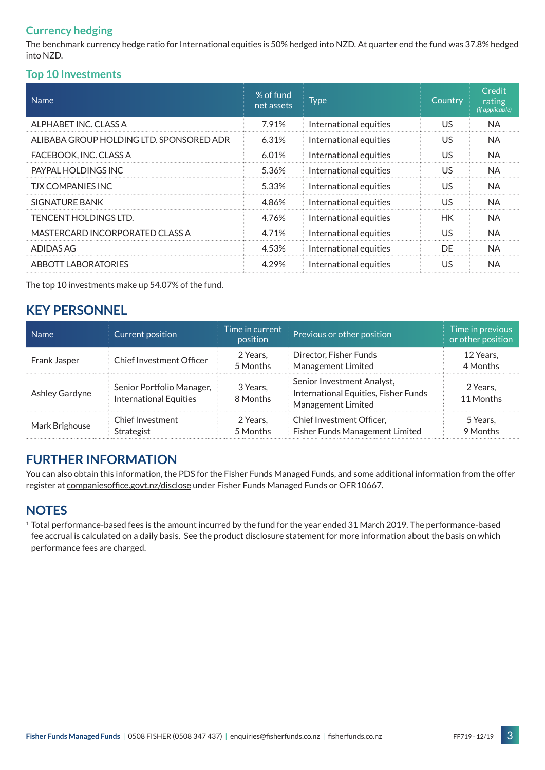## Currency hedging

The benchmark currency hedge ratio for International equities is 50% hedged into NZD. At quarter end the fund was 37.8% hedged into NZD.

## Top 10 Investments

| Name | % of fund net assets | Type | Country | Credit rating *(if applicable)* |
|---|---|---|---|---|
| ALPHABET INC. CLASS A | 7.91% | International equities | US | NA |
| ALIBABA GROUP HOLDING LTD. SPONSORED ADR | 6.31% | International equities | US | NA |
| FACEBOOK, INC. CLASS A | 6.01% | International equities | US | NA |
| PAYPAL HOLDINGS INC | 5.36% | International equities | US | NA |
| TJX COMPANIES INC | 5.33% | International equities | US | NA |
| SIGNATURE BANK | 4.86% | International equities | US | NA |
| TENCENT HOLDINGS LTD. | 4.76% | International equities | HK | NA |
| MASTERCARD INCORPORATED CLASS A | 4.71% | International equities | US | NA |
| ADIDAS AG | 4.53% | International equities | DE | NA |
| ABBOTT LABORATORIES | 4.29% | International equities | US | NA |

The top 10 investments make up 54.07% of the fund.

# KEY PERSONNEL

| Name | Current position | Time in current position | Previous or other position | Time in previous or other position |
|---|---|---|---|---|
| Frank Jasper | Chief Investment Officer | 2 Years, 5 Months | Director, Fisher Funds Management Limited | 12 Years, 4 Months |
| Ashley Gardyne | Senior Portfolio Manager, International Equities | 3 Years, 8 Months | Senior Investment Analyst, International Equities, Fisher Funds Management Limited | 2 Years, 11 Months |
| Mark Brighouse | Chief Investment Strategist | 2 Years, 5 Months | Chief Investment Officer, Fisher Funds Management Limited | 5 Years, 9 Months |

# FURTHER INFORMATION

You can also obtain this information, the PDS for the Fisher Funds Managed Funds, and some additional information from the offer register at companiesoffice.govt.nz/disclose under Fisher Funds Managed Funds or OFR10667.

# NOTES

[1] Total performance-based fees is the amount incurred by the fund for the year ended 31 March 2019. The performance-based fee accrual is calculated on a daily basis. See the product disclosure statement for more information about the basis on which performance fees are charged.